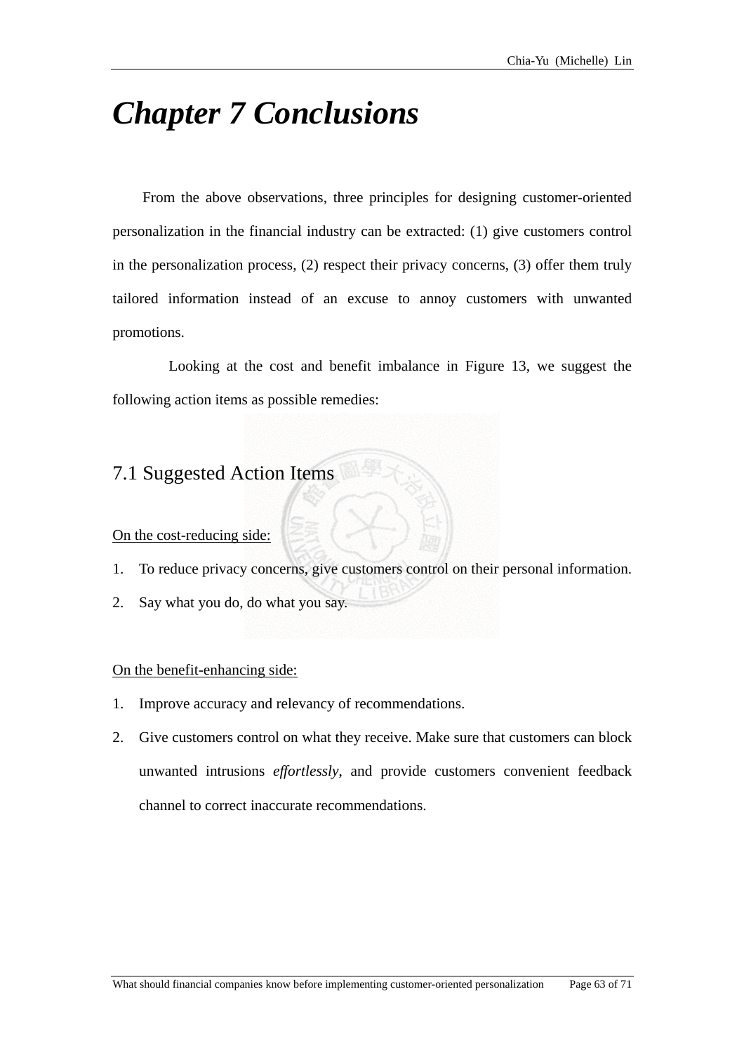# *Chapter 7 Conclusions*

From the above observations, three principles for designing customer-oriented personalization in the financial industry can be extracted: (1) give customers control in the personalization process, (2) respect their privacy concerns, (3) offer them truly tailored information instead of an excuse to annoy customers with unwanted promotions.

Looking at the cost and benefit imbalance in Figure 13, we suggest the following action items as possible remedies:

## 7.1 Suggested Action Items

<u>On the cost-reducing side:</u>

1. To reduce privacy concerns, give customers control on their personal information.
2. Say what you do, do what you say.

<u>On the benefit-enhancing side:</u>

1. Improve accuracy and relevancy of recommendations.
2. Give customers control on what they receive. Make sure that customers can block unwanted intrusions *effortlessly*, and provide customers convenient feedback channel to correct inaccurate recommendations.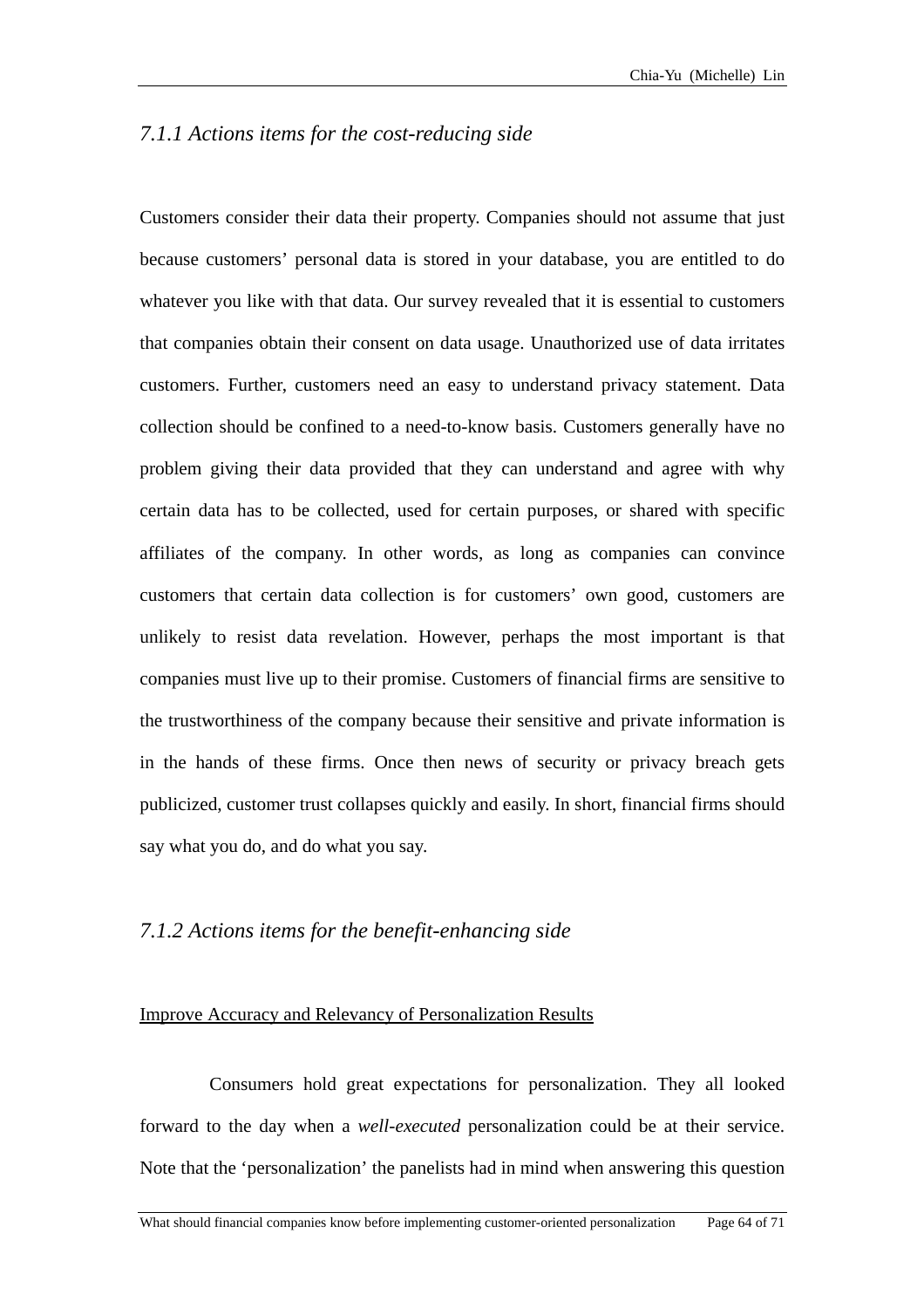### *7.1.1 Actions items for the cost-reducing side*

Customers consider their data their property. Companies should not assume that just because customers' personal data is stored in your database, you are entitled to do whatever you like with that data. Our survey revealed that it is essential to customers that companies obtain their consent on data usage. Unauthorized use of data irritates customers. Further, customers need an easy to understand privacy statement. Data collection should be confined to a need-to-know basis. Customers generally have no problem giving their data provided that they can understand and agree with why certain data has to be collected, used for certain purposes, or shared with specific affiliates of the company. In other words, as long as companies can convince customers that certain data collection is for customers' own good, customers are unlikely to resist data revelation. However, perhaps the most important is that companies must live up to their promise. Customers of financial firms are sensitive to the trustworthiness of the company because their sensitive and private information is in the hands of these firms. Once then news of security or privacy breach gets publicized, customer trust collapses quickly and easily. In short, financial firms should say what you do, and do what you say.

### *7.1.2 Actions items for the benefit-enhancing side*

<u>Improve Accuracy and Relevancy of Personalization Results</u>

Consumers hold great expectations for personalization. They all looked forward to the day when a *well-executed* personalization could be at their service. Note that the 'personalization' the panelists had in mind when answering this question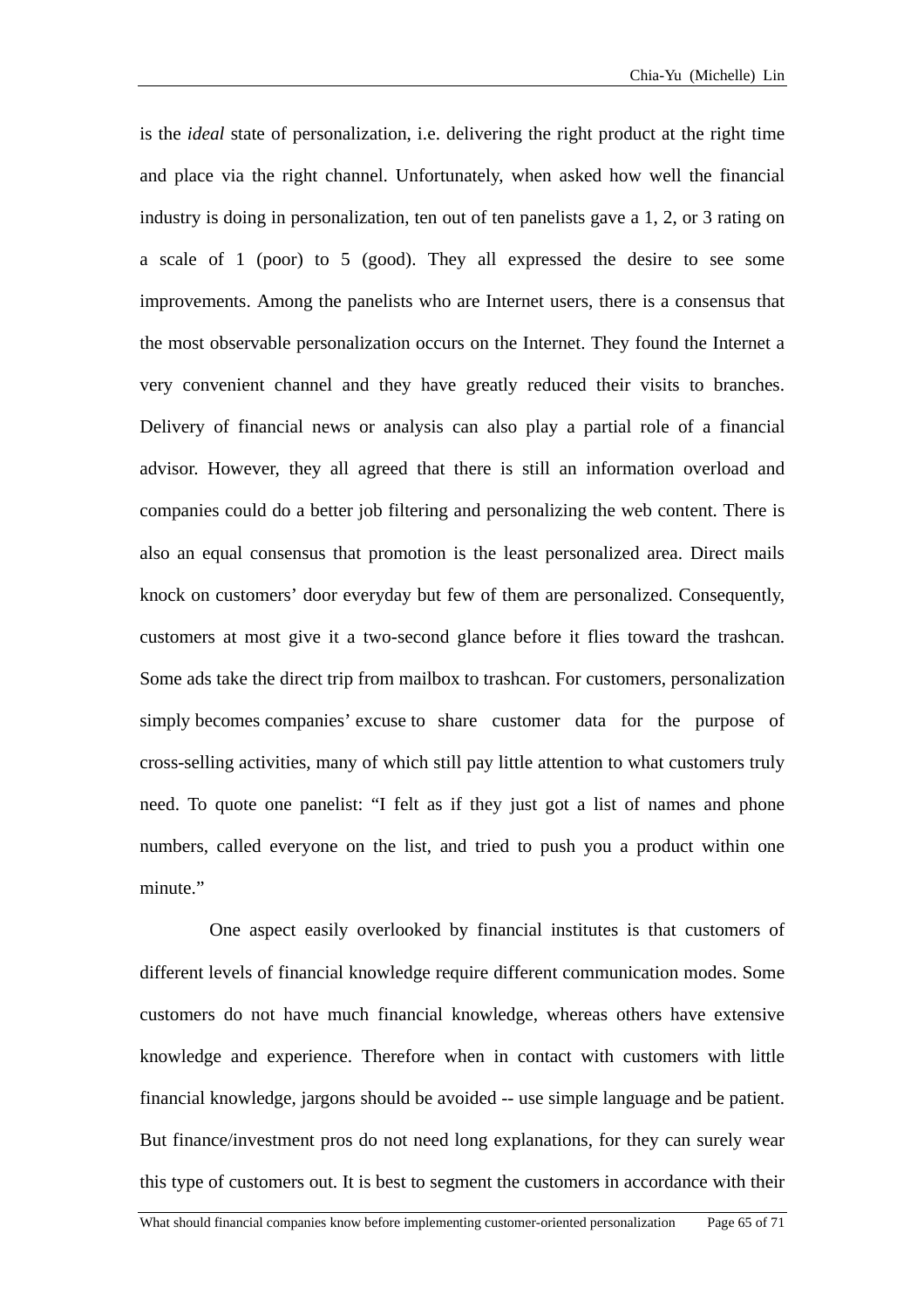is the *ideal* state of personalization, i.e. delivering the right product at the right time and place via the right channel. Unfortunately, when asked how well the financial industry is doing in personalization, ten out of ten panelists gave a 1, 2, or 3 rating on a scale of 1 (poor) to 5 (good). They all expressed the desire to see some improvements. Among the panelists who are Internet users, there is a consensus that the most observable personalization occurs on the Internet. They found the Internet a very convenient channel and they have greatly reduced their visits to branches. Delivery of financial news or analysis can also play a partial role of a financial advisor. However, they all agreed that there is still an information overload and companies could do a better job filtering and personalizing the web content. There is also an equal consensus that promotion is the least personalized area. Direct mails knock on customers' door everyday but few of them are personalized. Consequently, customers at most give it a two-second glance before it flies toward the trashcan. Some ads take the direct trip from mailbox to trashcan. For customers, personalization simply becomes companies' excuse to share customer data for the purpose of cross-selling activities, many of which still pay little attention to what customers truly need. To quote one panelist: "I felt as if they just got a list of names and phone numbers, called everyone on the list, and tried to push you a product within one minute."

One aspect easily overlooked by financial institutes is that customers of different levels of financial knowledge require different communication modes. Some customers do not have much financial knowledge, whereas others have extensive knowledge and experience. Therefore when in contact with customers with little financial knowledge, jargons should be avoided -- use simple language and be patient. But finance/investment pros do not need long explanations, for they can surely wear this type of customers out. It is best to segment the customers in accordance with their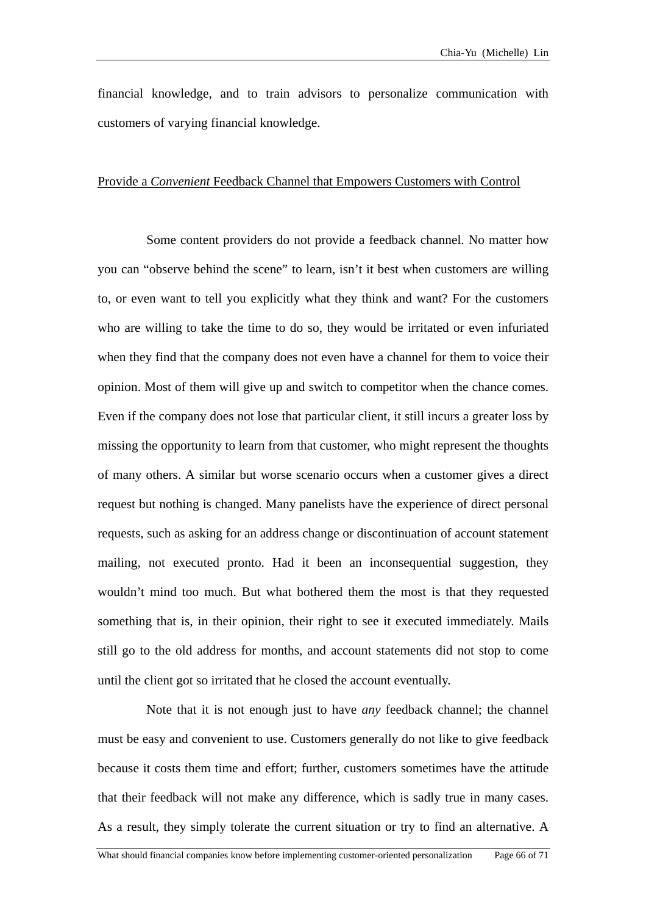financial knowledge, and to train advisors to personalize communication with customers of varying financial knowledge.

### Provide a *Convenient* Feedback Channel that Empowers Customers with Control

Some content providers do not provide a feedback channel. No matter how you can "observe behind the scene" to learn, isn't it best when customers are willing to, or even want to tell you explicitly what they think and want? For the customers who are willing to take the time to do so, they would be irritated or even infuriated when they find that the company does not even have a channel for them to voice their opinion. Most of them will give up and switch to competitor when the chance comes. Even if the company does not lose that particular client, it still incurs a greater loss by missing the opportunity to learn from that customer, who might represent the thoughts of many others. A similar but worse scenario occurs when a customer gives a direct request but nothing is changed. Many panelists have the experience of direct personal requests, such as asking for an address change or discontinuation of account statement mailing, not executed pronto. Had it been an inconsequential suggestion, they wouldn't mind too much. But what bothered them the most is that they requested something that is, in their opinion, their right to see it executed immediately. Mails still go to the old address for months, and account statements did not stop to come until the client got so irritated that he closed the account eventually.

Note that it is not enough just to have *any* feedback channel; the channel must be easy and convenient to use. Customers generally do not like to give feedback because it costs them time and effort; further, customers sometimes have the attitude that their feedback will not make any difference, which is sadly true in many cases. As a result, they simply tolerate the current situation or try to find an alternative. A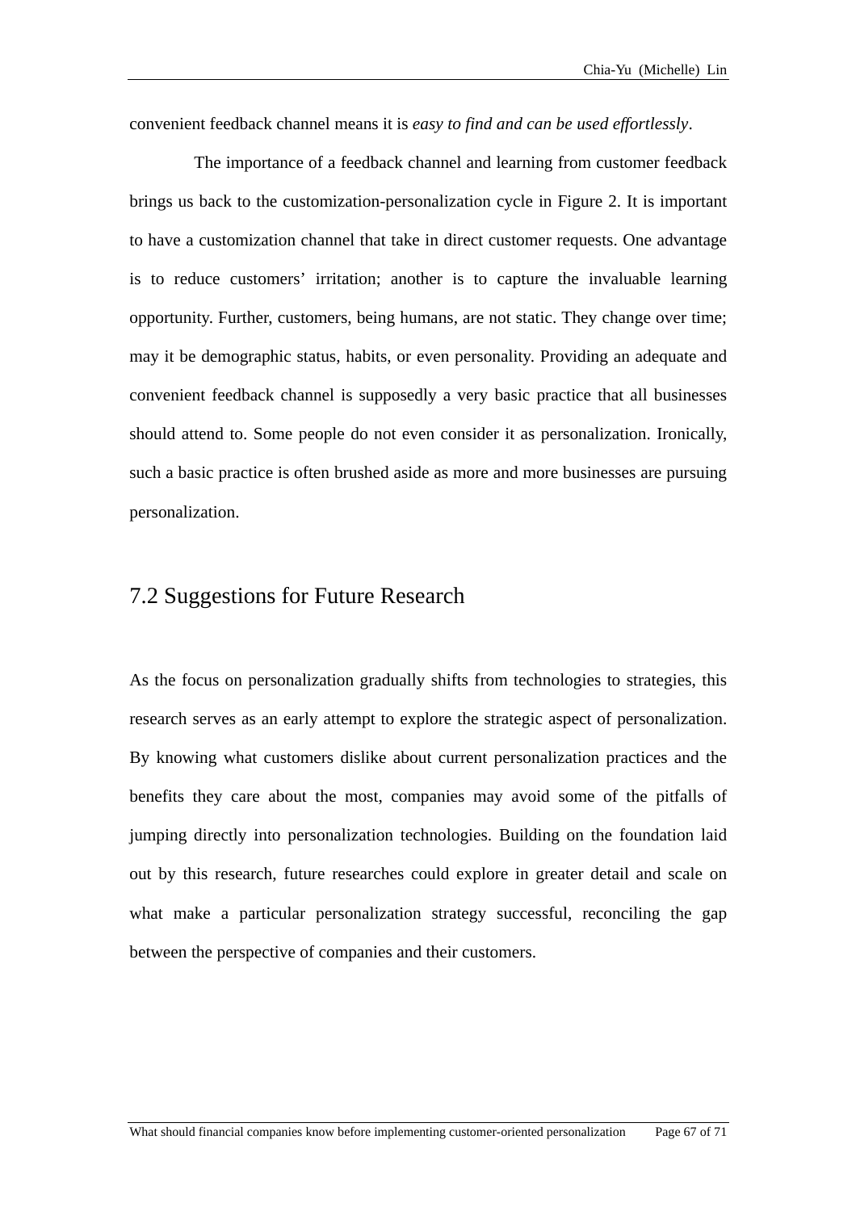convenient feedback channel means it is *easy to find and can be used effortlessly*.

The importance of a feedback channel and learning from customer feedback brings us back to the customization-personalization cycle in Figure 2. It is important to have a customization channel that take in direct customer requests. One advantage is to reduce customers' irritation; another is to capture the invaluable learning opportunity. Further, customers, being humans, are not static. They change over time; may it be demographic status, habits, or even personality. Providing an adequate and convenient feedback channel is supposedly a very basic practice that all businesses should attend to. Some people do not even consider it as personalization. Ironically, such a basic practice is often brushed aside as more and more businesses are pursuing personalization.

## 7.2 Suggestions for Future Research

As the focus on personalization gradually shifts from technologies to strategies, this research serves as an early attempt to explore the strategic aspect of personalization. By knowing what customers dislike about current personalization practices and the benefits they care about the most, companies may avoid some of the pitfalls of jumping directly into personalization technologies. Building on the foundation laid out by this research, future researches could explore in greater detail and scale on what make a particular personalization strategy successful, reconciling the gap between the perspective of companies and their customers.